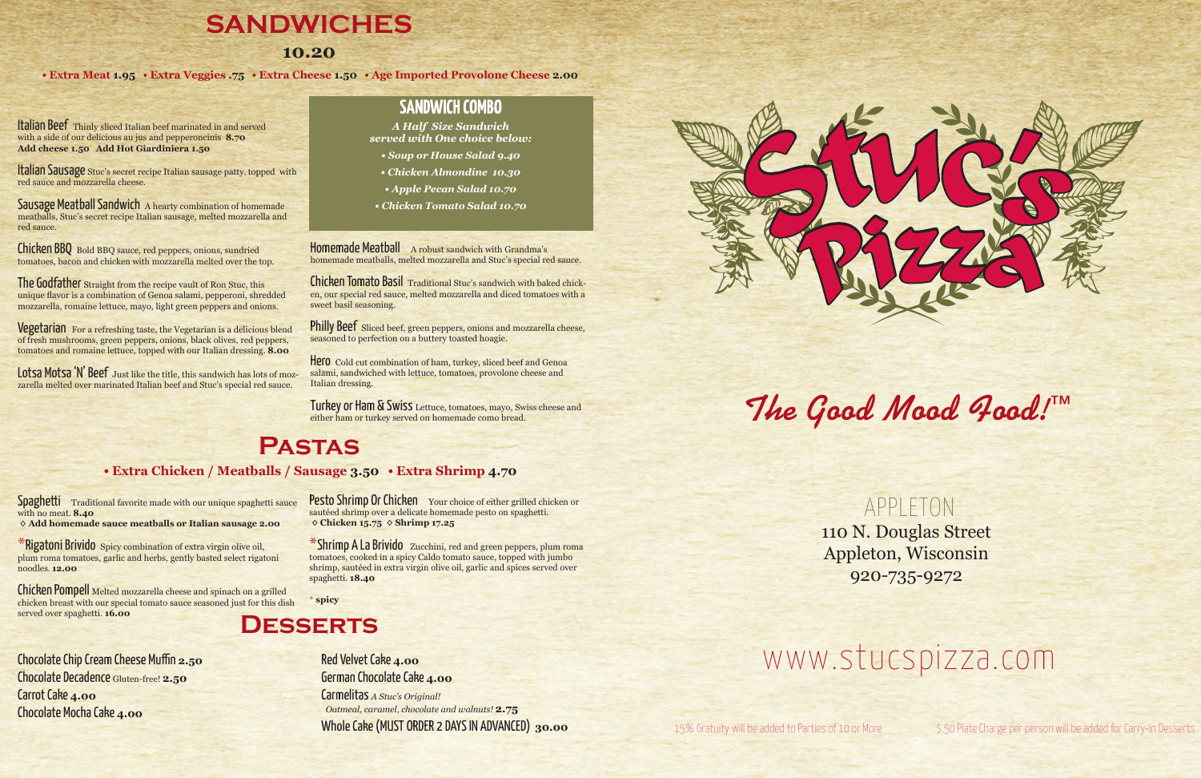# SANDWICHES

## 10.20

**• Extra Meat 1.95 • Extra Veggies .75 • Extra Cheese 1.50 • Age Imported Provolone Cheese 2.00**

**Italian Beef** Thinly sliced Italian beef marinated in and served with a side of our delicious au jus and pepperoncinis **8.70**
**Add cheese 1.50 Add Hot Giardiniera 1.50**

**Italian Sausage** Stuc's secret recipe Italian sausage patty, topped with red sauce and mozzarella cheese.

**Sausage Meatball Sandwich** A hearty combination of homemade meatballs, Stuc's secret recipe Italian sausage, melted mozzarella and red sauce.

**Chicken BBQ** Bold BBQ sauce, red peppers, onions, sundried tomatoes, bacon and chicken with mozzarella melted over the top.

**The Godfather** Straight from the recipe vault of Ron Stuc, this unique flavor is a combination of Genoa salami, pepperoni, shredded mozzarella, romaine lettuce, mayo, light green peppers and onions.

**Vegetarian** For a refreshing taste, the Vegetarian is a delicious blend of fresh mushrooms, green peppers, onions, black olives, red peppers, tomatoes and romaine lettuce, topped with our Italian dressing. **8.00**

**Lotsa Motsa 'N' Beef** Just like the title, this sandwich has lots of mozzarella melted over marinated Italian beef and Stuc's special red sauce.

### SANDWICH COMBO

*A Half Size Sandwich served with One choice below:*

- *Soup or House Salad 9.40*
- *Chicken Almondine 10.30*
- *Apple Pecan Salad 10.70*
- *Chicken Tomato Salad 10.70*

**Homemade Meatball** A robust sandwich with Grandma's homemade meatballs, melted mozzarella and Stuc's special red sauce.

**Chicken Tomato Basil** Traditional Stuc's sandwich with baked chicken, our special red sauce, melted mozzarella and diced tomatoes with a sweet basil seasoning.

**Philly Beef** Sliced beef, green peppers, onions and mozzarella cheese, seasoned to perfection on a buttery toasted hoagie.

**Hero** Cold cut combination of ham, turkey, sliced beef and Genoa salami, sandwiched with lettuce, tomatoes, provolone cheese and Italian dressing.

**Turkey or Ham & Swiss** Lettuce, tomatoes, mayo, Swiss cheese and either ham or turkey served on homemade como bread.

# PASTAS

**• Extra Chicken / Meatballs / Sausage 3.50 • Extra Shrimp 4.70**

**Spaghetti** Traditional favorite made with our unique spaghetti sauce with no meat. **8.40**
◊ **Add homemade sauce meatballs or Italian sausage 2.00**

***Rigatoni Brivido** Spicy combination of extra virgin olive oil, plum roma tomatoes, garlic and herbs, gently basted select rigatoni noodles. **12.00**

**Chicken Pompell** Melted mozzarella cheese and spinach on a grilled chicken breast with our special tomato sauce seasoned just for this dish served over spaghetti. **16.00**

**Pesto Shrimp Or Chicken** Your choice of either grilled chicken or sautéed shrimp over a delicate homemade pesto on spaghetti.
◊ **Chicken 15.75** ◊ **Shrimp 17.25**

***Shrimp A La Brivido** Zucchini, red and green peppers, plum roma tomatoes, cooked in a spicy Caldo tomato sauce, topped with jumbo shrimp, sautéed in extra virgin olive oil, garlic and spices served over spaghetti. **18.40**

* **spicy**

# DESSERTS

**Chocolate Chip Cream Cheese Muffin 2.50**
**Chocolate Decadence** Gluten-free! **2.50**
**Carrot Cake 4.00**
**Chocolate Mocha Cake 4.00**
**Red Velvet Cake 4.00**
**German Chocolate Cake 4.00**
**Carmelitas** *A Stuc's Original! Oatmeal, caramel, chocolate and walnuts!* **2.75**
**Whole Cake (MUST ORDER 2 DAYS IN ADVANCED) 30.00**

Stuc's Pizza

*The Good Mood Food!™*

APPLETON
110 N. Douglas Street
Appleton, Wisconsin
920-735-9272

www.stucspizza.com

15% Gratuity will be added to Parties of 10 or More

$.50 Plate Charge per person will be added for Carry-in Desserts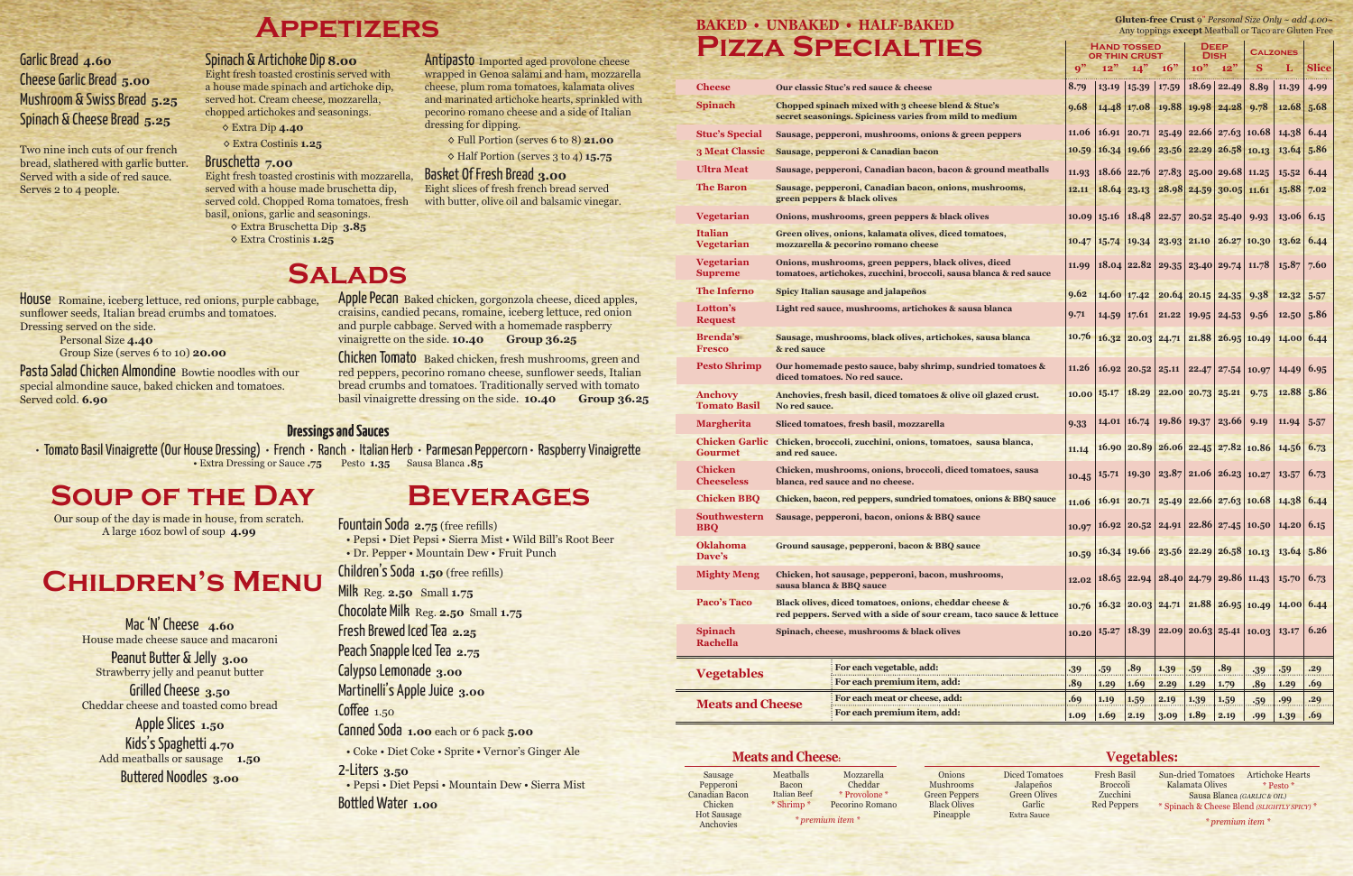# Appetizers

**Garlic Bread 4.60**
**Cheese Garlic Bread 5.00**
**Mushroom & Swiss Bread 5.25**
**Spinach & Cheese Bread 5.25**

Two nine inch cuts of our french bread, slathered with garlic butter. Served with a side of red sauce. Serves 2 to 4 people.

**Spinach & Artichoke Dip 8.00**
Eight fresh toasted crostinis served with a house made spinach and artichoke dip, served hot. Cream cheese, mozzarella, chopped artichokes and seasonings.

- Extra Dip 4.40
- Extra Costinis 1.25

**Bruschetta 7.00**
Eight fresh toasted crostinis with mozzarella, served with a house made bruschetta dip, served cold. Chopped Roma tomatoes, fresh basil, onions, garlic and seasonings.

- Extra Bruschetta Dip 3.85
- Extra Crostinis 1.25

**Antipasto** Imported aged provolone cheese wrapped in Genoa salami and ham, mozzarella cheese, plum roma tomatoes, kalamata olives and marinated artichoke hearts, sprinkled with pecorino romano cheese and a side of Italian dressing for dipping.

- Full Portion (serves 6 to 8) 21.00
- Half Portion (serves 3 to 4) 15.75

**Basket Of Fresh Bread 3.00**
Eight slices of fresh french bread served with butter, olive oil and balsamic vinegar.

# Salads

**House** Romaine, iceberg lettuce, red onions, purple cabbage, sunflower seeds, Italian bread crumbs and tomatoes. Dressing served on the side.
Personal Size 4.40
Group Size (serves 6 to 10) 20.00

**Pasta Salad Chicken Almondine** Bowtie noodles with our special almondine sauce, baked chicken and tomatoes. Served cold. 6.90

**Apple Pecan** Baked chicken, gorgonzola cheese, diced apples, craisins, candied pecans, romaine, iceberg lettuce, red onion and purple cabbage. Served with a homemade raspberry vinaigrette on the side. 10.40 Group 36.25

**Chicken Tomato** Baked chicken, fresh mushrooms, green and red peppers, pecorino romano cheese, sunflower seeds, Italian bread crumbs and tomatoes. Traditionally served with tomato basil vinaigrette dressing on the side. 10.40 Group 36.25

## Dressings and Sauces

• Tomato Basil Vinaigrette (Our House Dressing) • French • Ranch • Italian Herb • Parmesan Peppercorn • Raspberry Vinaigrette
• Extra Dressing or Sauce .75 Pesto 1.35 Sausa Blanca .85

# Soup of the Day

Our soup of the day is made in house, from scratch. A large 16oz bowl of soup 4.99

# Children's Menu

**Mac 'N' Cheese 4.60**
House made cheese sauce and macaroni

**Peanut Butter & Jelly 3.00**
Strawberry jelly and peanut butter

**Grilled Cheese 3.50**
Cheddar cheese and toasted como bread

**Apple Slices 1.50**

**Kids's Spaghetti 4.70**
Add meatballs or sausage 1.50

**Buttered Noodles 3.00**

# Beverages

**Fountain Soda 2.75** (free refills)
• Pepsi • Diet Pepsi • Sierra Mist • Wild Bill's Root Beer
• Dr. Pepper • Mountain Dew • Fruit Punch

**Children's Soda 1.50** (free refills)

**Milk** Reg. 2.50 Small 1.75

**Chocolate Milk** Reg. 2.50 Small 1.75

**Fresh Brewed Iced Tea 2.25**

**Peach Snapple Iced Tea 2.75**

**Calypso Lemonade 3.00**

**Martinelli's Apple Juice 3.00**

**Coffee** 1.50

**Canned Soda 1.00** each or 6 pack 5.00
• Coke • Diet Coke • Sprite • Vernor's Ginger Ale

**2-Liters 3.50**
• Pepsi • Diet Pepsi • Mountain Dew • Sierra Mist

**Bottled Water 1.00**

# BAKED • UNBAKED • HALF-BAKED
# Pizza Specialties

**Gluten-free Crust** 9" *Personal Size Only* – *add 4.00*
Any toppings **except** Meatball or Taco are Gluten Free

| | | Hand Tossed or Thin Crust | | | | Deep Dish | | Calzones | | |
|---|---|---|---|---|---|---|---|---|---|---|
| | | 9" | 12" | 14" | 16" | 10" | 12" | S | L | Slice |
| **Cheese** | Our classic Stuc's red sauce & cheese | 8.79 | 13.19 | 15.39 | 17.59 | 18.69 | 22.49 | 8.89 | 11.39 | 4.99 |
| **Spinach** | Chopped spinach mixed with 3 cheese blend & Stuc's secret seasonings. Spiciness varies from mild to medium | 9.68 | 14.48 | 17.08 | 19.88 | 19.98 | 24.28 | 9.78 | 12.68 | 5.68 |
| **Stuc's Special** | Sausage, pepperoni, mushrooms, onions & green peppers | 11.06 | 16.91 | 20.71 | 25.49 | 22.66 | 27.63 | 10.68 | 14.38 | 6.44 |
| **3 Meat Classic** | Sausage, pepperoni & Canadian bacon | 10.59 | 16.34 | 19.66 | 23.56 | 22.29 | 26.58 | 10.13 | 13.64 | 5.86 |
| **Ultra Meat** | Sausage, pepperoni, Canadian bacon, bacon & ground meatballs | 11.93 | 18.66 | 22.76 | 27.83 | 25.00 | 29.68 | 11.25 | 15.52 | 6.44 |
| **The Baron** | Sausage, pepperoni, Canadian bacon, onions, mushrooms, green peppers & black olives | 12.11 | 18.64 | 23.13 | 28.98 | 24.59 | 30.05 | 11.61 | 15.88 | 7.02 |
| **Vegetarian** | Onions, mushrooms, green peppers & black olives | 10.09 | 15.16 | 18.48 | 22.57 | 20.52 | 25.40 | 9.93 | 13.06 | 6.15 |
| **Italian Vegetarian** | Green olives, onions, kalamata olives, diced tomatoes, mozzarella & pecorino romano cheese | 10.47 | 15.74 | 19.34 | 23.93 | 21.10 | 26.27 | 10.30 | 13.62 | 6.44 |
| **Vegetarian Supreme** | Onions, mushrooms, green peppers, black olives, diced tomatoes, artichokes, zucchini, broccoli, sausa blanca & red sauce | 11.99 | 18.04 | 22.82 | 29.35 | 23.40 | 29.74 | 11.78 | 15.87 | 7.60 |
| **The Inferno** | Spicy Italian sausage and jalapeños | 9.62 | 14.60 | 17.42 | 20.64 | 20.15 | 24.35 | 9.38 | 12.32 | 5.57 |
| **Lotton's Request** | Light red sauce, mushrooms, artichokes & sausa blanca | 9.71 | 14.59 | 17.61 | 21.22 | 19.95 | 24.53 | 9.56 | 12.50 | 5.86 |
| **Brenda's Fresco** | Sausage, mushrooms, black olives, artichokes, sausa blanca & red sauce | 10.76 | 16.32 | 20.03 | 24.71 | 21.88 | 26.95 | 10.49 | 14.00 | 6.44 |
| **Pesto Shrimp** | Our homemade pesto sauce, baby shrimp, sundried tomatoes & diced tomatoes. No red sauce. | 11.26 | 16.92 | 20.52 | 25.11 | 22.47 | 27.54 | 10.97 | 14.49 | 6.95 |
| **Anchovy Tomato Basil** | Anchovies, fresh basil, diced tomatoes & olive oil glazed crust. No red sauce. | 10.00 | 15.17 | 18.29 | 22.00 | 20.73 | 25.21 | 9.75 | 12.88 | 5.86 |
| **Margherita** | Sliced tomatoes, fresh basil, mozzarella | 9.33 | 14.01 | 16.74 | 19.86 | 19.37 | 23.66 | 9.19 | 11.94 | 5.57 |
| **Chicken Garlic Gourmet** | Chicken, broccoli, zucchini, onions, tomatoes, sausa blanca, and red sauce. | 11.14 | 16.90 | 20.89 | 26.06 | 22.45 | 27.82 | 10.86 | 14.56 | 6.73 |
| **Chicken Cheeseless** | Chicken, mushrooms, onions, broccoli, diced tomatoes, sausa blanca, red sauce and no cheese. | 10.45 | 15.71 | 19.30 | 23.87 | 21.06 | 26.23 | 10.27 | 13.57 | 6.73 |
| **Chicken BBQ** | Chicken, bacon, red peppers, sundried tomatoes, onions & BBQ sauce | 11.06 | 16.91 | 20.71 | 25.49 | 22.66 | 27.63 | 10.68 | 14.38 | 6.44 |
| **Southwestern BBQ** | Sausage, pepperoni, bacon, onions & BBQ sauce | 10.97 | 16.92 | 20.52 | 24.91 | 22.86 | 27.45 | 10.50 | 14.20 | 6.15 |
| **Oklahoma Dave's** | Ground sausage, pepperoni, bacon & BBQ sauce | 10.59 | 16.34 | 19.66 | 23.56 | 22.29 | 26.58 | 10.13 | 13.64 | 5.86 |
| **Mighty Meng** | Chicken, hot sausage, pepperoni, bacon, mushrooms, sausa blanca & BBQ sauce | 12.02 | 18.65 | 22.94 | 28.40 | 24.79 | 29.86 | 11.43 | 15.70 | 6.73 |
| **Paco's Taco** | Black olives, diced tomatoes, onions, cheddar cheese & red peppers. Served with a side of sour cream, taco sauce & lettuce | 10.76 | 16.32 | 20.03 | 24.71 | 21.88 | 26.95 | 10.49 | 14.00 | 6.44 |
| **Spinach Rachella** | Spinach, cheese, mushrooms & black olives | 10.20 | 15.27 | 18.39 | 22.09 | 20.63 | 25.41 | 10.03 | 13.17 | 6.26 |
| **Vegetables** | For each vegetable, add: | .39 | .59 | .89 | 1.39 | .59 | .89 | .39 | .59 | .29 |
| | For each premium item, add: | .89 | 1.29 | 1.69 | 2.29 | 1.29 | 1.79 | .89 | 1.29 | .69 |
| **Meats and Cheese** | For each meat or cheese, add: | .69 | 1.19 | 1.59 | 2.19 | 1.39 | 1.59 | .59 | .99 | .29 |
| | For each premium item, add: | 1.09 | 1.69 | 2.19 | 3.09 | 1.89 | 2.19 | .99 | 1.39 | .69 |

## Meats and Cheese:

Sausage, Pepperoni, Canadian Bacon, Chicken, Hot Sausage, Anchovies, Meatballs, Bacon, Italian Beef, * Shrimp *, Mozzarella, Cheddar, * Provolone *, Pecorino Romano

* premium item *

## Vegetables:

Onions, Mushrooms, Green Peppers, Black Olives, Pineapple, Diced Tomatoes, Jalapeños, Green Olives, Garlic, Extra Sauce, Fresh Basil, Broccoli, Zucchini, Red Peppers, Sun-dried Tomatoes, Kalamata Olives, Artichoke Hearts, * Pesto *, Sausa Blanca (GARLIC & OIL), * Spinach & Cheese Blend (SLIGHTLY SPICY) *

* premium item *